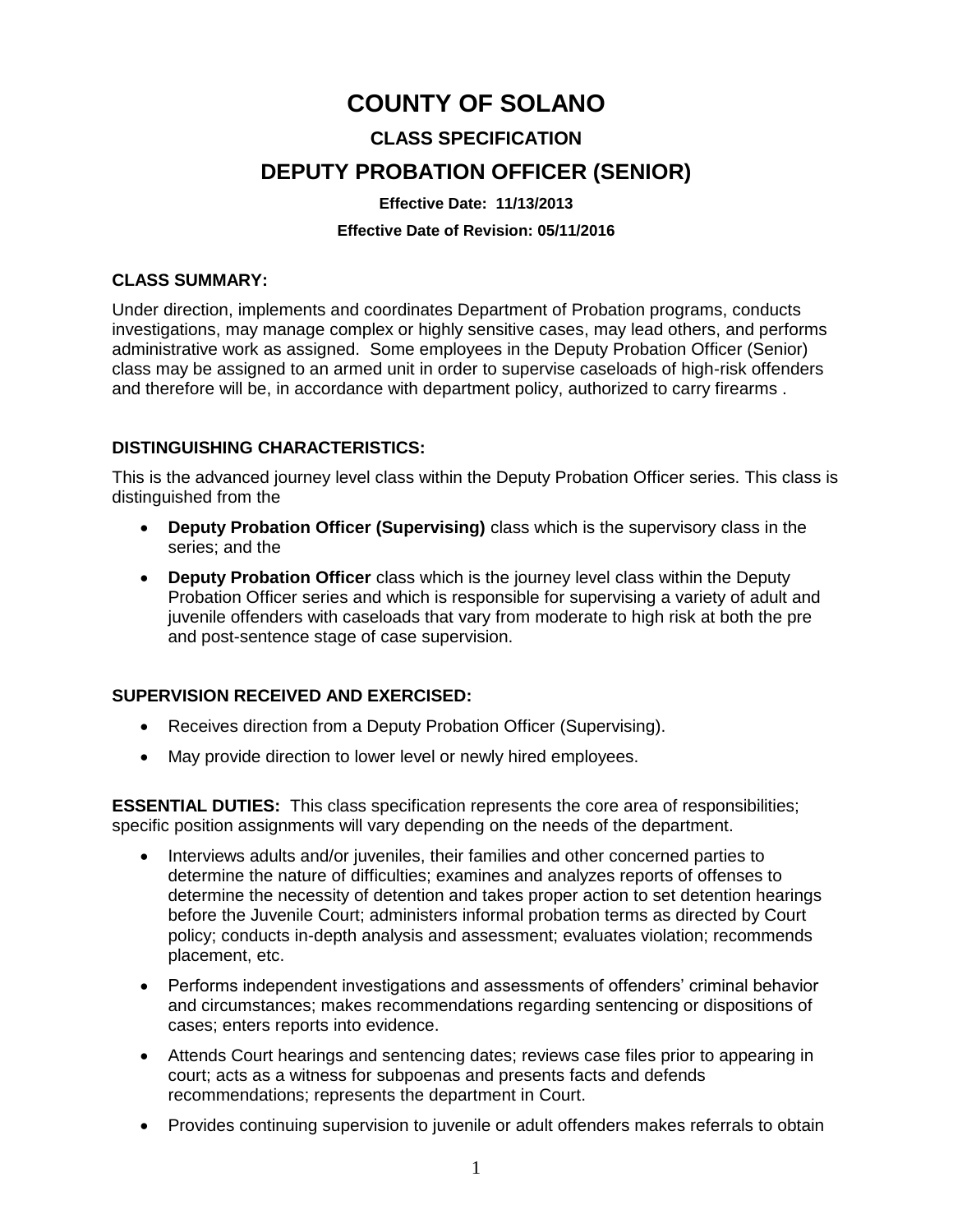# COUNTY OF SOLANO

## CLASS SPECIFICATION

## DEPUTY PROBATION OFFICER (SENIOR)

**Effective Date: 11/13/2013**

**Effective Date of Revision: 05/11/2016**

### CLASS SUMMARY:

Under direction, implements and coordinates Department of Probation programs, conducts investigations, may manage complex or highly sensitive cases, may lead others, and performs administrative work as assigned. Some employees in the Deputy Probation Officer (Senior) class may be assigned to an armed unit in order to supervise caseloads of high-risk offenders and therefore will be, in accordance with department policy, authorized to carry firearms .

### DISTINGUISHING CHARACTERISTICS:

This is the advanced journey level class within the Deputy Probation Officer series. This class is distinguished from the

- **Deputy Probation Officer (Supervising)** class which is the supervisory class in the series; and the
- **Deputy Probation Officer** class which is the journey level class within the Deputy Probation Officer series and which is responsible for supervising a variety of adult and juvenile offenders with caseloads that vary from moderate to high risk at both the pre and post-sentence stage of case supervision.

### SUPERVISION RECEIVED AND EXERCISED:

- Receives direction from a Deputy Probation Officer (Supervising).
- May provide direction to lower level or newly hired employees.

**ESSENTIAL DUTIES:** This class specification represents the core area of responsibilities; specific position assignments will vary depending on the needs of the department.

- Interviews adults and/or juveniles, their families and other concerned parties to determine the nature of difficulties; examines and analyzes reports of offenses to determine the necessity of detention and takes proper action to set detention hearings before the Juvenile Court; administers informal probation terms as directed by Court policy; conducts in-depth analysis and assessment; evaluates violation; recommends placement, etc.
- Performs independent investigations and assessments of offenders' criminal behavior and circumstances; makes recommendations regarding sentencing or dispositions of cases; enters reports into evidence.
- Attends Court hearings and sentencing dates; reviews case files prior to appearing in court; acts as a witness for subpoenas and presents facts and defends recommendations; represents the department in Court.
- Provides continuing supervision to juvenile or adult offenders makes referrals to obtain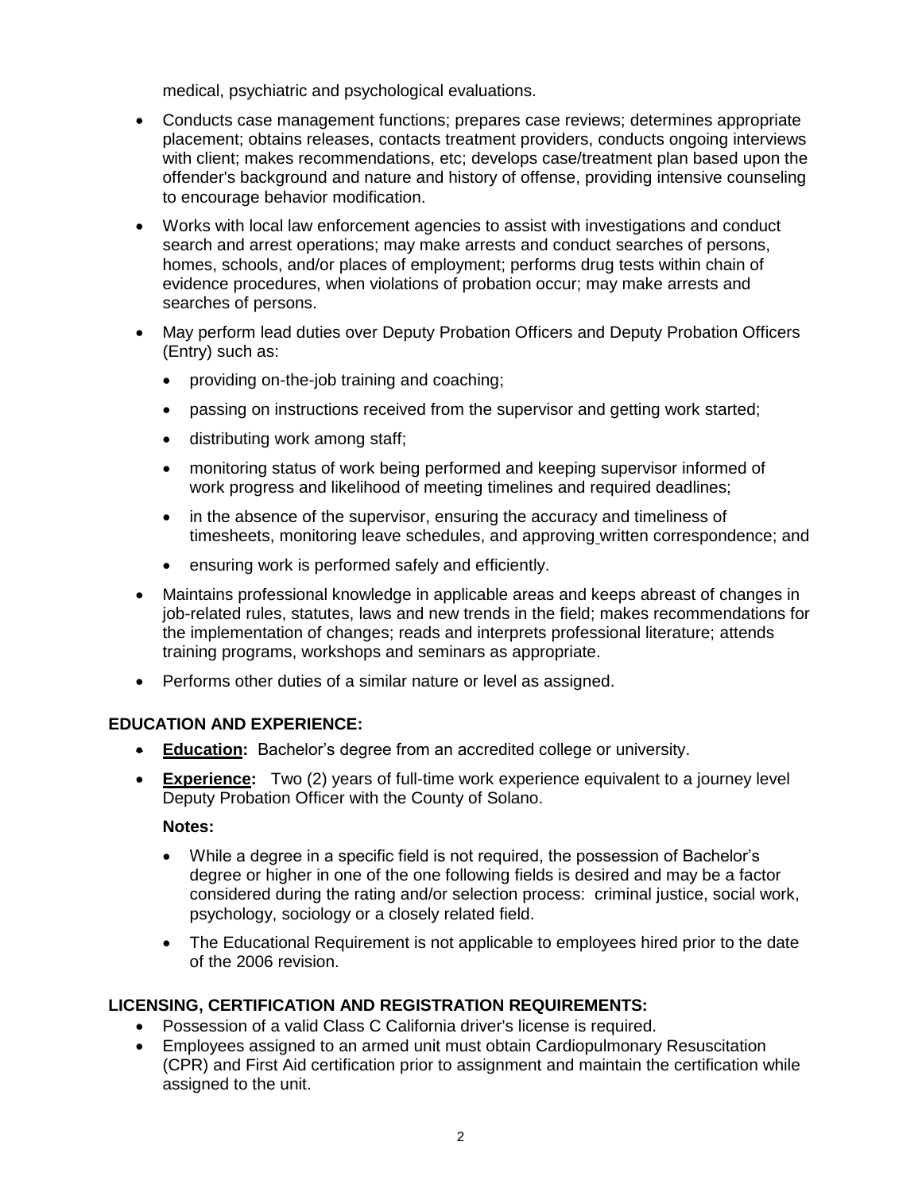medical, psychiatric and psychological evaluations.

- Conducts case management functions; prepares case reviews; determines appropriate placement; obtains releases, contacts treatment providers, conducts ongoing interviews with client; makes recommendations, etc; develops case/treatment plan based upon the offender's background and nature and history of offense, providing intensive counseling to encourage behavior modification.
- Works with local law enforcement agencies to assist with investigations and conduct search and arrest operations; may make arrests and conduct searches of persons, homes, schools, and/or places of employment; performs drug tests within chain of evidence procedures, when violations of probation occur; may make arrests and searches of persons.
- May perform lead duties over Deputy Probation Officers and Deputy Probation Officers (Entry) such as:
  - providing on-the-job training and coaching;
  - passing on instructions received from the supervisor and getting work started;
  - distributing work among staff;
  - monitoring status of work being performed and keeping supervisor informed of work progress and likelihood of meeting timelines and required deadlines;
  - in the absence of the supervisor, ensuring the accuracy and timeliness of timesheets, monitoring leave schedules, and approving written correspondence; and
  - ensuring work is performed safely and efficiently.
- Maintains professional knowledge in applicable areas and keeps abreast of changes in job-related rules, statutes, laws and new trends in the field; makes recommendations for the implementation of changes; reads and interprets professional literature; attends training programs, workshops and seminars as appropriate.
- Performs other duties of a similar nature or level as assigned.

**EDUCATION AND EXPERIENCE:**

- **Education:** Bachelor's degree from an accredited college or university.
- **Experience:** Two (2) years of full-time work experience equivalent to a journey level Deputy Probation Officer with the County of Solano.

  **Notes:**

  - While a degree in a specific field is not required, the possession of Bachelor's degree or higher in one of the one following fields is desired and may be a factor considered during the rating and/or selection process: criminal justice, social work, psychology, sociology or a closely related field.
  - The Educational Requirement is not applicable to employees hired prior to the date of the 2006 revision.

**LICENSING, CERTIFICATION AND REGISTRATION REQUIREMENTS:**

- Possession of a valid Class C California driver's license is required.
- Employees assigned to an armed unit must obtain Cardiopulmonary Resuscitation (CPR) and First Aid certification prior to assignment and maintain the certification while assigned to the unit.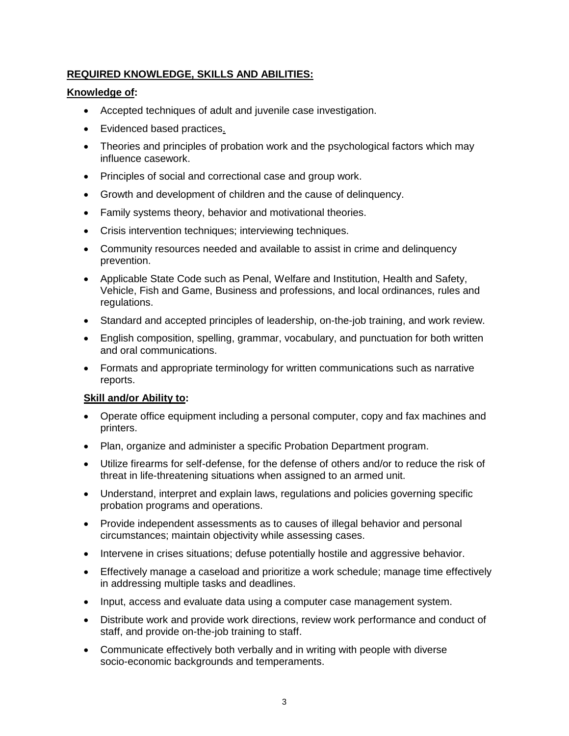**REQUIRED KNOWLEDGE, SKILLS AND ABILITIES:**

**Knowledge of:**

- Accepted techniques of adult and juvenile case investigation.
- Evidenced based practices.
- Theories and principles of probation work and the psychological factors which may influence casework.
- Principles of social and correctional case and group work.
- Growth and development of children and the cause of delinquency.
- Family systems theory, behavior and motivational theories.
- Crisis intervention techniques; interviewing techniques.
- Community resources needed and available to assist in crime and delinquency prevention.
- Applicable State Code such as Penal, Welfare and Institution, Health and Safety, Vehicle, Fish and Game, Business and professions, and local ordinances, rules and regulations.
- Standard and accepted principles of leadership, on-the-job training, and work review.
- English composition, spelling, grammar, vocabulary, and punctuation for both written and oral communications.
- Formats and appropriate terminology for written communications such as narrative reports.

**Skill and/or Ability to:**

- Operate office equipment including a personal computer, copy and fax machines and printers.
- Plan, organize and administer a specific Probation Department program.
- Utilize firearms for self-defense, for the defense of others and/or to reduce the risk of threat in life-threatening situations when assigned to an armed unit.
- Understand, interpret and explain laws, regulations and policies governing specific probation programs and operations.
- Provide independent assessments as to causes of illegal behavior and personal circumstances; maintain objectivity while assessing cases.
- Intervene in crises situations; defuse potentially hostile and aggressive behavior.
- Effectively manage a caseload and prioritize a work schedule; manage time effectively in addressing multiple tasks and deadlines.
- Input, access and evaluate data using a computer case management system.
- Distribute work and provide work directions, review work performance and conduct of staff, and provide on-the-job training to staff.
- Communicate effectively both verbally and in writing with people with diverse socio-economic backgrounds and temperaments.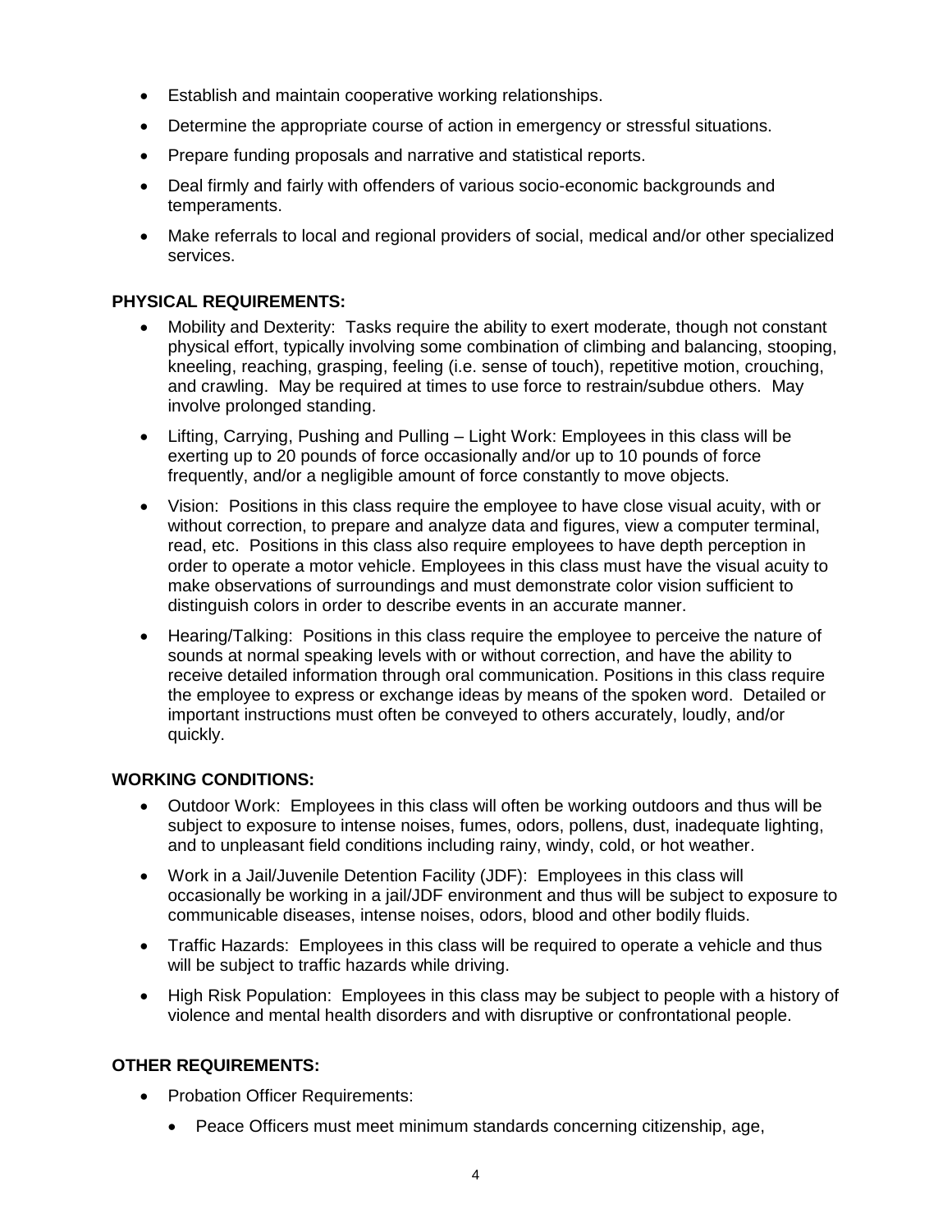- Establish and maintain cooperative working relationships.
- Determine the appropriate course of action in emergency or stressful situations.
- Prepare funding proposals and narrative and statistical reports.
- Deal firmly and fairly with offenders of various socio-economic backgrounds and temperaments.
- Make referrals to local and regional providers of social, medical and/or other specialized services.

**PHYSICAL REQUIREMENTS:**

- Mobility and Dexterity: Tasks require the ability to exert moderate, though not constant physical effort, typically involving some combination of climbing and balancing, stooping, kneeling, reaching, grasping, feeling (i.e. sense of touch), repetitive motion, crouching, and crawling. May be required at times to use force to restrain/subdue others. May involve prolonged standing.
- Lifting, Carrying, Pushing and Pulling – Light Work: Employees in this class will be exerting up to 20 pounds of force occasionally and/or up to 10 pounds of force frequently, and/or a negligible amount of force constantly to move objects.
- Vision: Positions in this class require the employee to have close visual acuity, with or without correction, to prepare and analyze data and figures, view a computer terminal, read, etc. Positions in this class also require employees to have depth perception in order to operate a motor vehicle. Employees in this class must have the visual acuity to make observations of surroundings and must demonstrate color vision sufficient to distinguish colors in order to describe events in an accurate manner.
- Hearing/Talking: Positions in this class require the employee to perceive the nature of sounds at normal speaking levels with or without correction, and have the ability to receive detailed information through oral communication. Positions in this class require the employee to express or exchange ideas by means of the spoken word. Detailed or important instructions must often be conveyed to others accurately, loudly, and/or quickly.

**WORKING CONDITIONS:**

- Outdoor Work: Employees in this class will often be working outdoors and thus will be subject to exposure to intense noises, fumes, odors, pollens, dust, inadequate lighting, and to unpleasant field conditions including rainy, windy, cold, or hot weather.
- Work in a Jail/Juvenile Detention Facility (JDF): Employees in this class will occasionally be working in a jail/JDF environment and thus will be subject to exposure to communicable diseases, intense noises, odors, blood and other bodily fluids.
- Traffic Hazards: Employees in this class will be required to operate a vehicle and thus will be subject to traffic hazards while driving.
- High Risk Population: Employees in this class may be subject to people with a history of violence and mental health disorders and with disruptive or confrontational people.

**OTHER REQUIREMENTS:**

- Probation Officer Requirements:
  - Peace Officers must meet minimum standards concerning citizenship, age,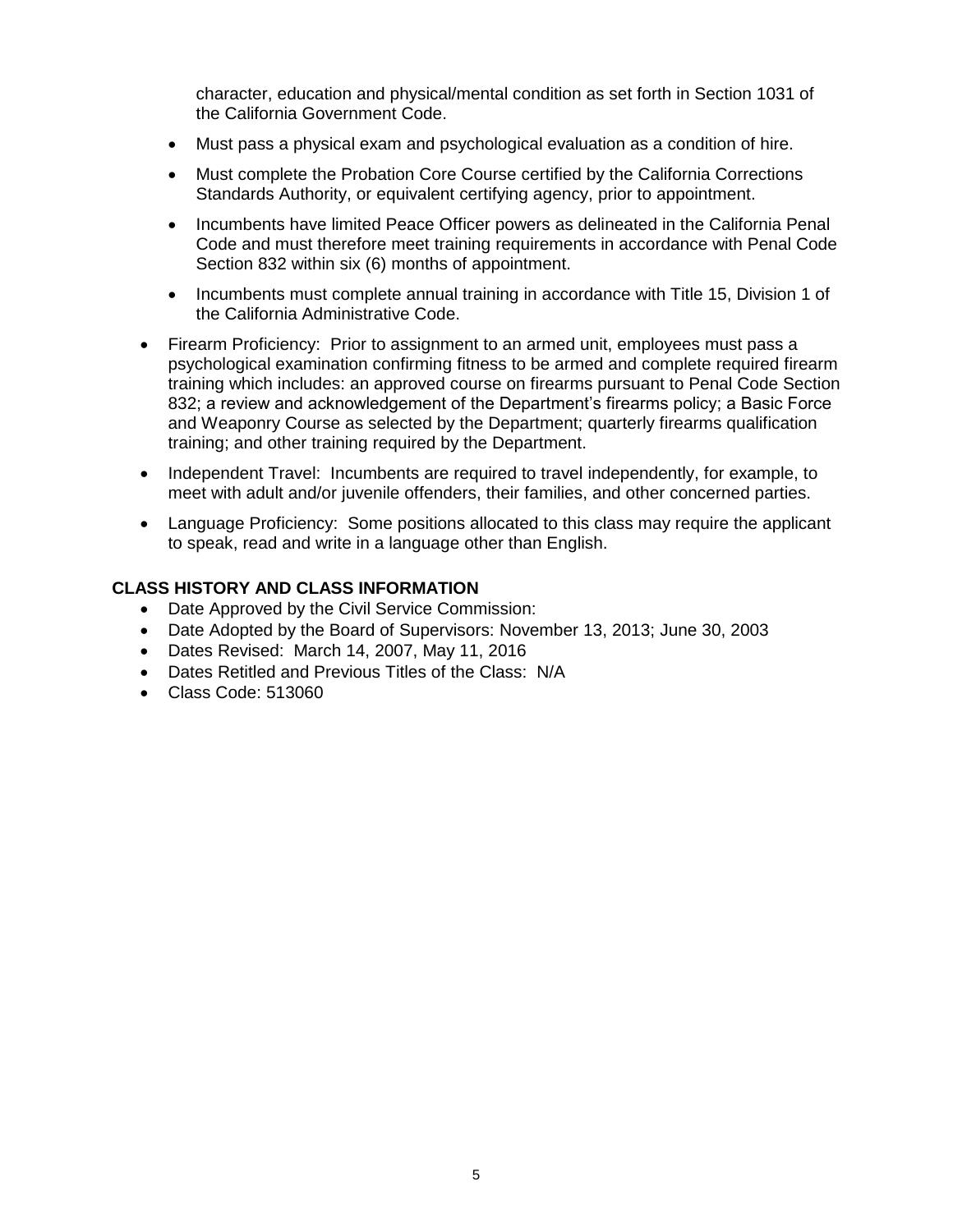character, education and physical/mental condition as set forth in Section 1031 of the California Government Code.

  - Must pass a physical exam and psychological evaluation as a condition of hire.
  - Must complete the Probation Core Course certified by the California Corrections Standards Authority, or equivalent certifying agency, prior to appointment.
  - Incumbents have limited Peace Officer powers as delineated in the California Penal Code and must therefore meet training requirements in accordance with Penal Code Section 832 within six (6) months of appointment.
  - Incumbents must complete annual training in accordance with Title 15, Division 1 of the California Administrative Code.

- Firearm Proficiency: Prior to assignment to an armed unit, employees must pass a psychological examination confirming fitness to be armed and complete required firearm training which includes: an approved course on firearms pursuant to Penal Code Section 832; a review and acknowledgement of the Department's firearms policy; a Basic Force and Weaponry Course as selected by the Department; quarterly firearms qualification training; and other training required by the Department.
- Independent Travel: Incumbents are required to travel independently, for example, to meet with adult and/or juvenile offenders, their families, and other concerned parties.
- Language Proficiency: Some positions allocated to this class may require the applicant to speak, read and write in a language other than English.

**CLASS HISTORY AND CLASS INFORMATION**

- Date Approved by the Civil Service Commission:
- Date Adopted by the Board of Supervisors: November 13, 2013; June 30, 2003
- Dates Revised: March 14, 2007, May 11, 2016
- Dates Retitled and Previous Titles of the Class: N/A
- Class Code: 513060